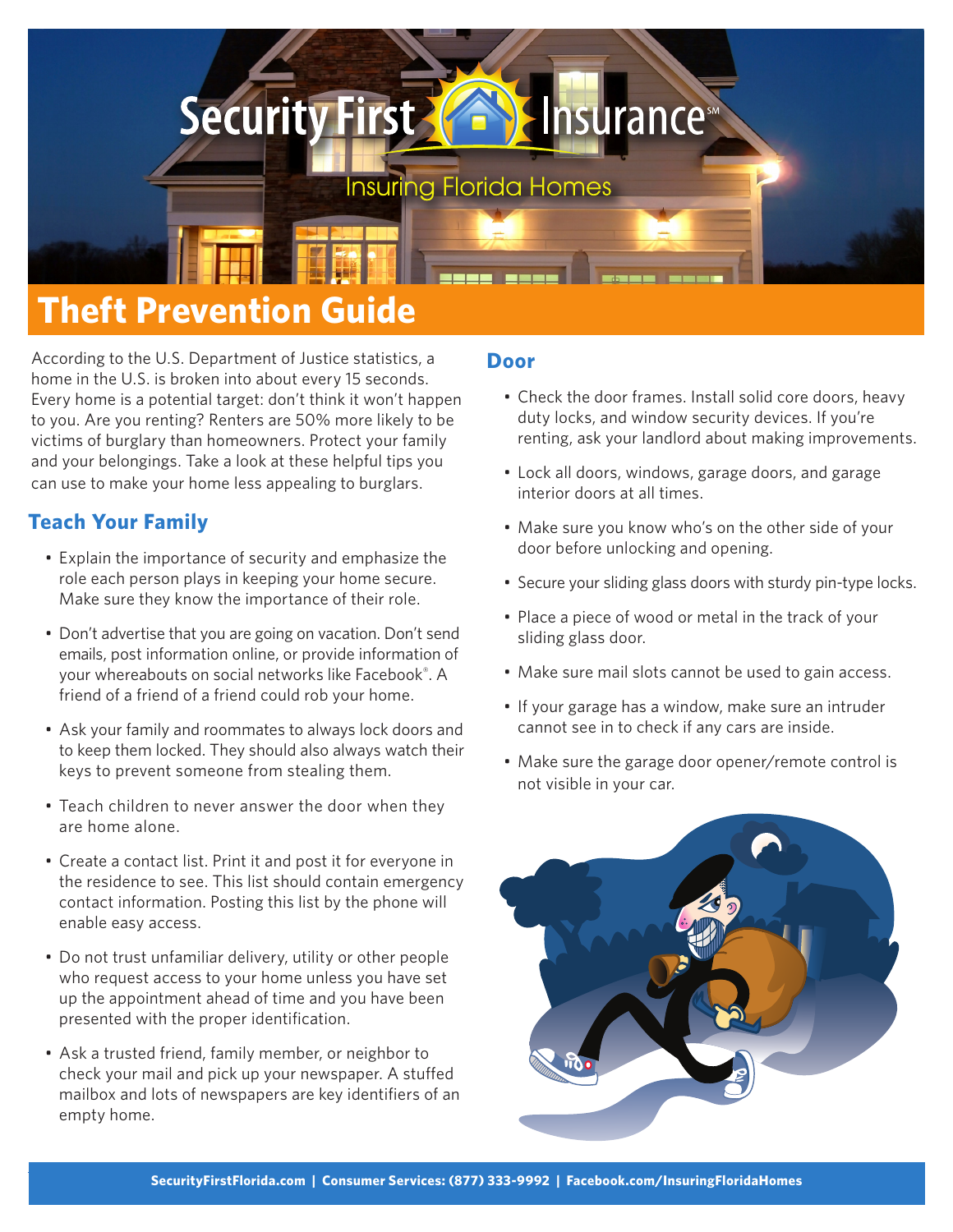Security First Insurance℠

Insuring Florida Homes

# Theft Prevention Guide

According to the U.S. Department of Justice statistics, a home in the U.S. is broken into about every 15 seconds. Every home is a potential target: don't think it won't happen to you. Are you renting? Renters are 50% more likely to be victims of burglary than homeowners. Protect your family and your belongings. Take a look at these helpful tips you can use to make your home less appealing to burglars.

## Teach Your Family

- Explain the importance of security and emphasize the role each person plays in keeping your home secure. Make sure they know the importance of their role.
- Don't advertise that you are going on vacation. Don't send emails, post information online, or provide information of your whereabouts on social networks like Facebook®. A friend of a friend of a friend could rob your home.
- Ask your family and roommates to always lock doors and to keep them locked. They should also always watch their keys to prevent someone from stealing them.
- Teach children to never answer the door when they are home alone.
- Create a contact list. Print it and post it for everyone in the residence to see. This list should contain emergency contact information. Posting this list by the phone will enable easy access.
- Do not trust unfamiliar delivery, utility or other people who request access to your home unless you have set up the appointment ahead of time and you have been presented with the proper identification.
- Ask a trusted friend, family member, or neighbor to check your mail and pick up your newspaper. A stuffed mailbox and lots of newspapers are key identifiers of an empty home.

## Door

- Check the door frames. Install solid core doors, heavy duty locks, and window security devices. If you're renting, ask your landlord about making improvements.
- Lock all doors, windows, garage doors, and garage interior doors at all times.
- Make sure you know who's on the other side of your door before unlocking and opening.
- Secure your sliding glass doors with sturdy pin-type locks.
- Place a piece of wood or metal in the track of your sliding glass door.
- Make sure mail slots cannot be used to gain access.
- If your garage has a window, make sure an intruder cannot see in to check if any cars are inside.
- Make sure the garage door opener/remote control is not visible in your car.

SecurityFirstFlorida.com | Consumer Services: (877) 333-9992 | Facebook.com/InsuringFloridaHomes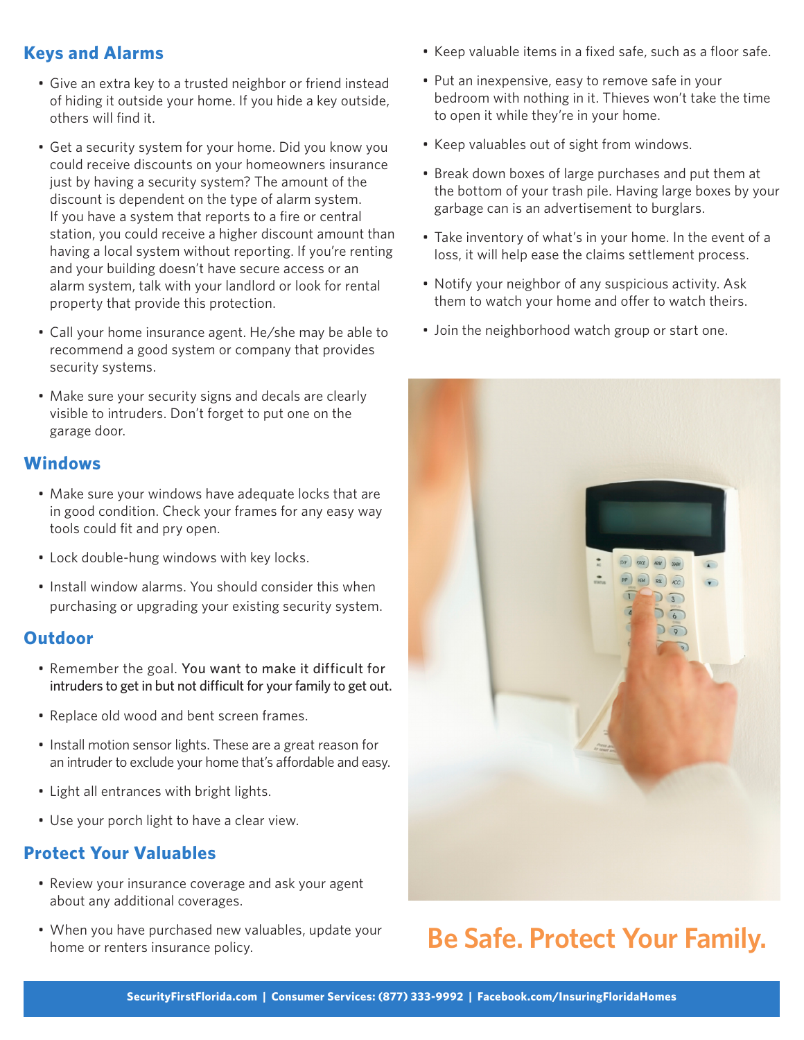## Keys and Alarms

- Give an extra key to a trusted neighbor or friend instead of hiding it outside your home. If you hide a key outside, others will find it.
- Get a security system for your home. Did you know you could receive discounts on your homeowners insurance just by having a security system? The amount of the discount is dependent on the type of alarm system. If you have a system that reports to a fire or central station, you could receive a higher discount amount than having a local system without reporting. If you're renting and your building doesn't have secure access or an alarm system, talk with your landlord or look for rental property that provide this protection.
- Call your home insurance agent. He/she may be able to recommend a good system or company that provides security systems.
- Make sure your security signs and decals are clearly visible to intruders. Don't forget to put one on the garage door.

## Windows

- Make sure your windows have adequate locks that are in good condition. Check your frames for any easy way tools could fit and pry open.
- Lock double-hung windows with key locks.
- Install window alarms. You should consider this when purchasing or upgrading your existing security system.

## Outdoor

- Remember the goal. You want to make it difficult for intruders to get in but not difficult for your family to get out.
- Replace old wood and bent screen frames.
- Install motion sensor lights. These are a great reason for an intruder to exclude your home that's affordable and easy.
- Light all entrances with bright lights.
- Use your porch light to have a clear view.

## Protect Your Valuables

- Review your insurance coverage and ask your agent about any additional coverages.
- When you have purchased new valuables, update your home or renters insurance policy.
- Keep valuable items in a fixed safe, such as a floor safe.
- Put an inexpensive, easy to remove safe in your bedroom with nothing in it. Thieves won't take the time to open it while they're in your home.
- Keep valuables out of sight from windows.
- Break down boxes of large purchases and put them at the bottom of your trash pile. Having large boxes by your garbage can is an advertisement to burglars.
- Take inventory of what's in your home. In the event of a loss, it will help ease the claims settlement process.
- Notify your neighbor of any suspicious activity. Ask them to watch your home and offer to watch theirs.
- Join the neighborhood watch group or start one.

**Be Safe. Protect Your Family.**

**SecurityFirstFlorida.com | Consumer Services: (877) 333-9992 | Facebook.com/InsuringFloridaHomes**